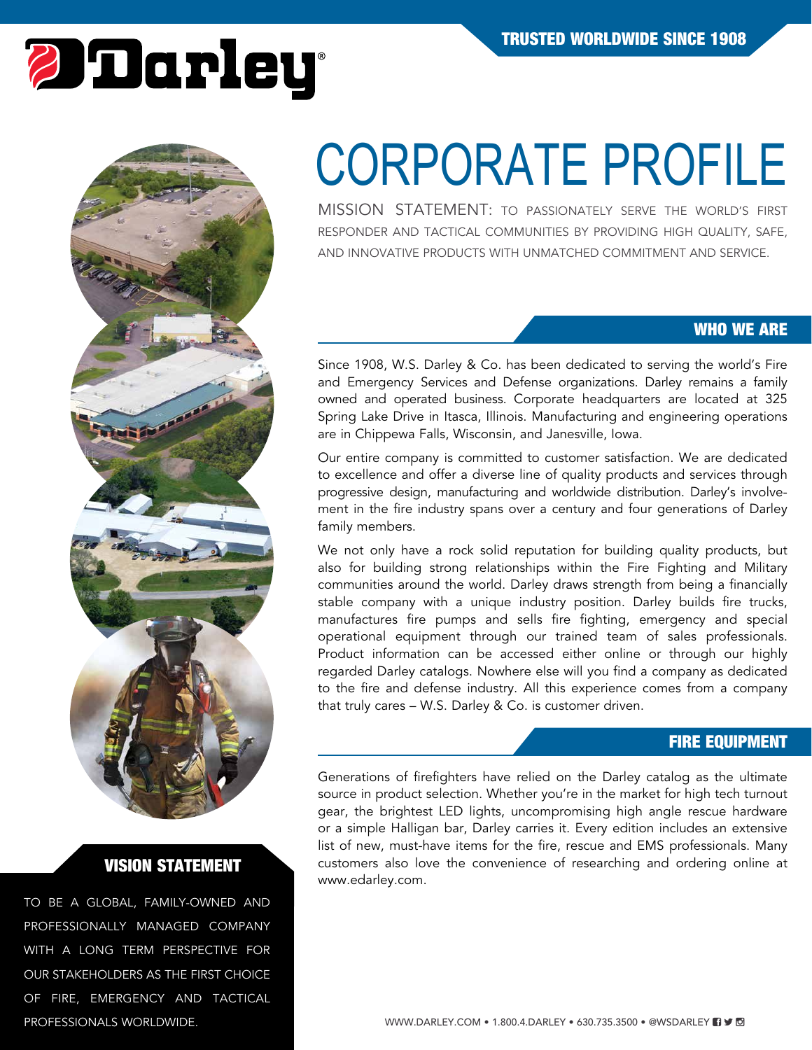# Darley®

TRUSTED WORLDWIDE SINCE 1908

# CORPORATE PROFILE

MISSION STATEMENT: TO PASSIONATELY SERVE THE WORLD'S FIRST RESPONDER AND TACTICAL COMMUNITIES BY PROVIDING HIGH QUALITY, SAFE, AND INNOVATIVE PRODUCTS WITH UNMATCHED COMMITMENT AND SERVICE.

## WHO WE ARE

Since 1908, W.S. Darley & Co. has been dedicated to serving the world's Fire and Emergency Services and Defense organizations. Darley remains a family owned and operated business. Corporate headquarters are located at 325 Spring Lake Drive in Itasca, Illinois. Manufacturing and engineering operations are in Chippewa Falls, Wisconsin, and Janesville, Iowa.

Our entire company is committed to customer satisfaction. We are dedicated to excellence and offer a diverse line of quality products and services through progressive design, manufacturing and worldwide distribution. Darley's involvement in the fire industry spans over a century and four generations of Darley family members.

We not only have a rock solid reputation for building quality products, but also for building strong relationships within the Fire Fighting and Military communities around the world. Darley draws strength from being a financially stable company with a unique industry position. Darley builds fire trucks, manufactures fire pumps and sells fire fighting, emergency and special operational equipment through our trained team of sales professionals. Product information can be accessed either online or through our highly regarded Darley catalogs. Nowhere else will you find a company as dedicated to the fire and defense industry. All this experience comes from a company that truly cares – W.S. Darley & Co. is customer driven.

## FIRE EQUIPMENT

Generations of firefighters have relied on the Darley catalog as the ultimate source in product selection. Whether you're in the market for high tech turnout gear, the brightest LED lights, uncompromising high angle rescue hardware or a simple Halligan bar, Darley carries it. Every edition includes an extensive list of new, must-have items for the fire, rescue and EMS professionals. Many customers also love the convenience of researching and ordering online at www.edarley.com.

## VISION STATEMENT

TO BE A GLOBAL, FAMILY-OWNED AND PROFESSIONALLY MANAGED COMPANY WITH A LONG TERM PERSPECTIVE FOR OUR STAKEHOLDERS AS THE FIRST CHOICE OF FIRE, EMERGENCY AND TACTICAL PROFESSIONALS WORLDWIDE.

WWW.DARLEY.COM • 1.800.4.DARLEY • 630.735.3500 • @WSDARLEY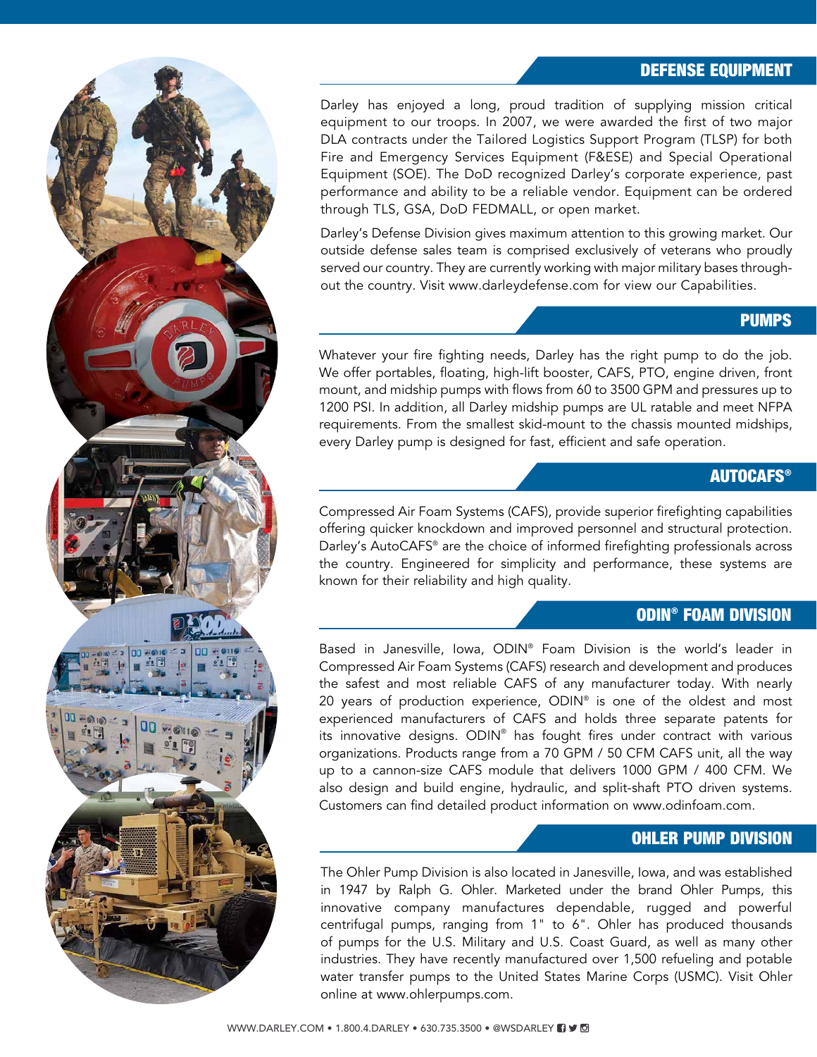## DEFENSE EQUIPMENT

Darley has enjoyed a long, proud tradition of supplying mission critical equipment to our troops. In 2007, we were awarded the first of two major DLA contracts under the Tailored Logistics Support Program (TLSP) for both Fire and Emergency Services Equipment (F&ESE) and Special Operational Equipment (SOE). The DoD recognized Darley's corporate experience, past performance and ability to be a reliable vendor. Equipment can be ordered through TLS, GSA, DoD FEDMALL, or open market.

Darley's Defense Division gives maximum attention to this growing market. Our outside defense sales team is comprised exclusively of veterans who proudly served our country. They are currently working with major military bases throughout the country. Visit www.darleydefense.com for view our Capabilities.

## PUMPS

Whatever your fire fighting needs, Darley has the right pump to do the job. We offer portables, floating, high-lift booster, CAFS, PTO, engine driven, front mount, and midship pumps with flows from 60 to 3500 GPM and pressures up to 1200 PSI. In addition, all Darley midship pumps are UL ratable and meet NFPA requirements. From the smallest skid-mount to the chassis mounted midships, every Darley pump is designed for fast, efficient and safe operation.

## AUTOCAFS®

Compressed Air Foam Systems (CAFS), provide superior firefighting capabilities offering quicker knockdown and improved personnel and structural protection. Darley's AutoCAFS® are the choice of informed firefighting professionals across the country. Engineered for simplicity and performance, these systems are known for their reliability and high quality.

## ODIN® FOAM DIVISION

Based in Janesville, Iowa, ODIN® Foam Division is the world's leader in Compressed Air Foam Systems (CAFS) research and development and produces the safest and most reliable CAFS of any manufacturer today. With nearly 20 years of production experience, ODIN® is one of the oldest and most experienced manufacturers of CAFS and holds three separate patents for its innovative designs. ODIN® has fought fires under contract with various organizations. Products range from a 70 GPM / 50 CFM CAFS unit, all the way up to a cannon-size CAFS module that delivers 1000 GPM / 400 CFM. We also design and build engine, hydraulic, and split-shaft PTO driven systems. Customers can find detailed product information on www.odinfoam.com.

## OHLER PUMP DIVISION

The Ohler Pump Division is also located in Janesville, Iowa, and was established in 1947 by Ralph G. Ohler. Marketed under the brand Ohler Pumps, this innovative company manufactures dependable, rugged and powerful centrifugal pumps, ranging from 1" to 6". Ohler has produced thousands of pumps for the U.S. Military and U.S. Coast Guard, as well as many other industries. They have recently manufactured over 1,500 refueling and potable water transfer pumps to the United States Marine Corps (USMC). Visit Ohler online at www.ohlerpumps.com.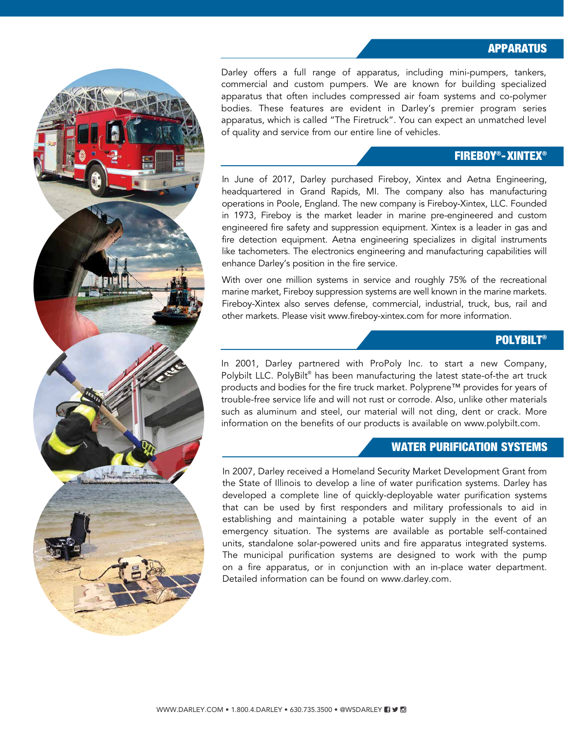## APPARATUS

Darley offers a full range of apparatus, including mini-pumpers, tankers, commercial and custom pumpers. We are known for building specialized apparatus that often includes compressed air foam systems and co-polymer bodies. These features are evident in Darley's premier program series apparatus, which is called "The Firetruck". You can expect an unmatched level of quality and service from our entire line of vehicles.

## FIREBOY®-XINTEX®

In June of 2017, Darley purchased Fireboy, Xintex and Aetna Engineering, headquartered in Grand Rapids, MI. The company also has manufacturing operations in Poole, England. The new company is Fireboy-Xintex, LLC. Founded in 1973, Fireboy is the market leader in marine pre-engineered and custom engineered fire safety and suppression equipment. Xintex is a leader in gas and fire detection equipment. Aetna engineering specializes in digital instruments like tachometers. The electronics engineering and manufacturing capabilities will enhance Darley's position in the fire service.

With over one million systems in service and roughly 75% of the recreational marine market, Fireboy suppression systems are well known in the marine markets. Fireboy-Xintex also serves defense, commercial, industrial, truck, bus, rail and other markets. Please visit www.fireboy-xintex.com for more information.

## POLYBILT®

In 2001, Darley partnered with ProPoly Inc. to start a new Company, Polybilt LLC. PolyBilt® has been manufacturing the latest state-of-the art truck products and bodies for the fire truck market. Polyprene™ provides for years of trouble-free service life and will not rust or corrode. Also, unlike other materials such as aluminum and steel, our material will not ding, dent or crack. More information on the benefits of our products is available on www.polybilt.com.

## WATER PURIFICATION SYSTEMS

In 2007, Darley received a Homeland Security Market Development Grant from the State of Illinois to develop a line of water purification systems. Darley has developed a complete line of quickly-deployable water purification systems that can be used by first responders and military professionals to aid in establishing and maintaining a potable water supply in the event of an emergency situation. The systems are available as portable self-contained units, standalone solar-powered units and fire apparatus integrated systems. The municipal purification systems are designed to work with the pump on a fire apparatus, or in conjunction with an in-place water department. Detailed information can be found on www.darley.com.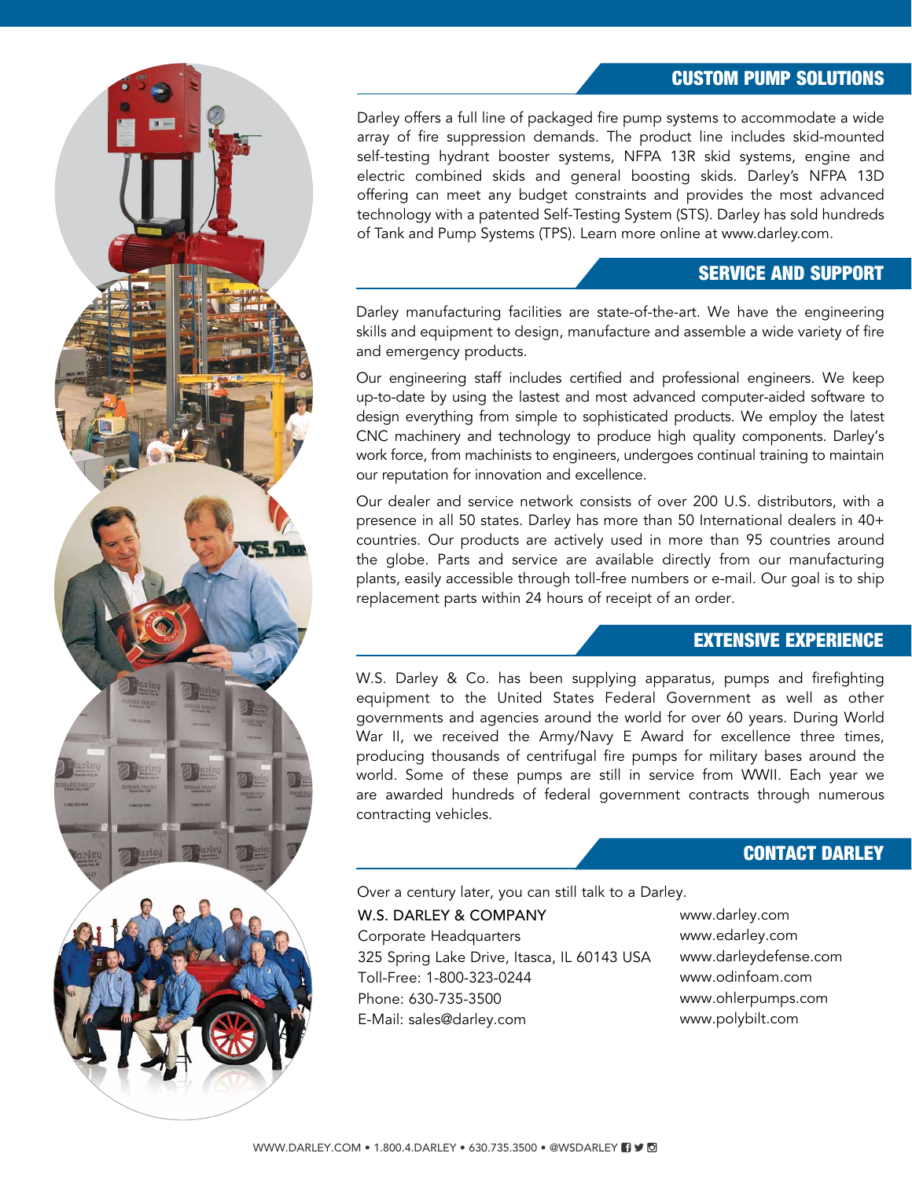## CUSTOM PUMP SOLUTIONS

Darley offers a full line of packaged fire pump systems to accommodate a wide array of fire suppression demands. The product line includes skid-mounted self-testing hydrant booster systems, NFPA 13R skid systems, engine and electric combined skids and general boosting skids. Darley's NFPA 13D offering can meet any budget constraints and provides the most advanced technology with a patented Self-Testing System (STS). Darley has sold hundreds of Tank and Pump Systems (TPS). Learn more online at www.darley.com.

## SERVICE AND SUPPORT

Darley manufacturing facilities are state-of-the-art. We have the engineering skills and equipment to design, manufacture and assemble a wide variety of fire and emergency products.

Our engineering staff includes certified and professional engineers. We keep up-to-date by using the lastest and most advanced computer-aided software to design everything from simple to sophisticated products. We employ the latest CNC machinery and technology to produce high quality components. Darley's work force, from machinists to engineers, undergoes continual training to maintain our reputation for innovation and excellence.

Our dealer and service network consists of over 200 U.S. distributors, with a presence in all 50 states. Darley has more than 50 International dealers in 40+ countries. Our products are actively used in more than 95 countries around the globe. Parts and service are available directly from our manufacturing plants, easily accessible through toll-free numbers or e-mail. Our goal is to ship replacement parts within 24 hours of receipt of an order.

## EXTENSIVE EXPERIENCE

W.S. Darley & Co. has been supplying apparatus, pumps and firefighting equipment to the United States Federal Government as well as other governments and agencies around the world for over 60 years. During World War II, we received the Army/Navy E Award for excellence three times, producing thousands of centrifugal fire pumps for military bases around the world. Some of these pumps are still in service from WWII. Each year we are awarded hundreds of federal government contracts through numerous contracting vehicles.

## CONTACT DARLEY

Over a century later, you can still talk to a Darley.

W.S. DARLEY & COMPANY
Corporate Headquarters
325 Spring Lake Drive, Itasca, IL 60143 USA
Toll-Free: 1-800-323-0244
Phone: 630-735-3500
E-Mail: sales@darley.com

www.darley.com
www.edarley.com
www.darleydefense.com
www.odinfoam.com
www.ohlerpumps.com
www.polybilt.com

WWW.DARLEY.COM • 1.800.4.DARLEY • 630.735.3500 • @WSDARLEY